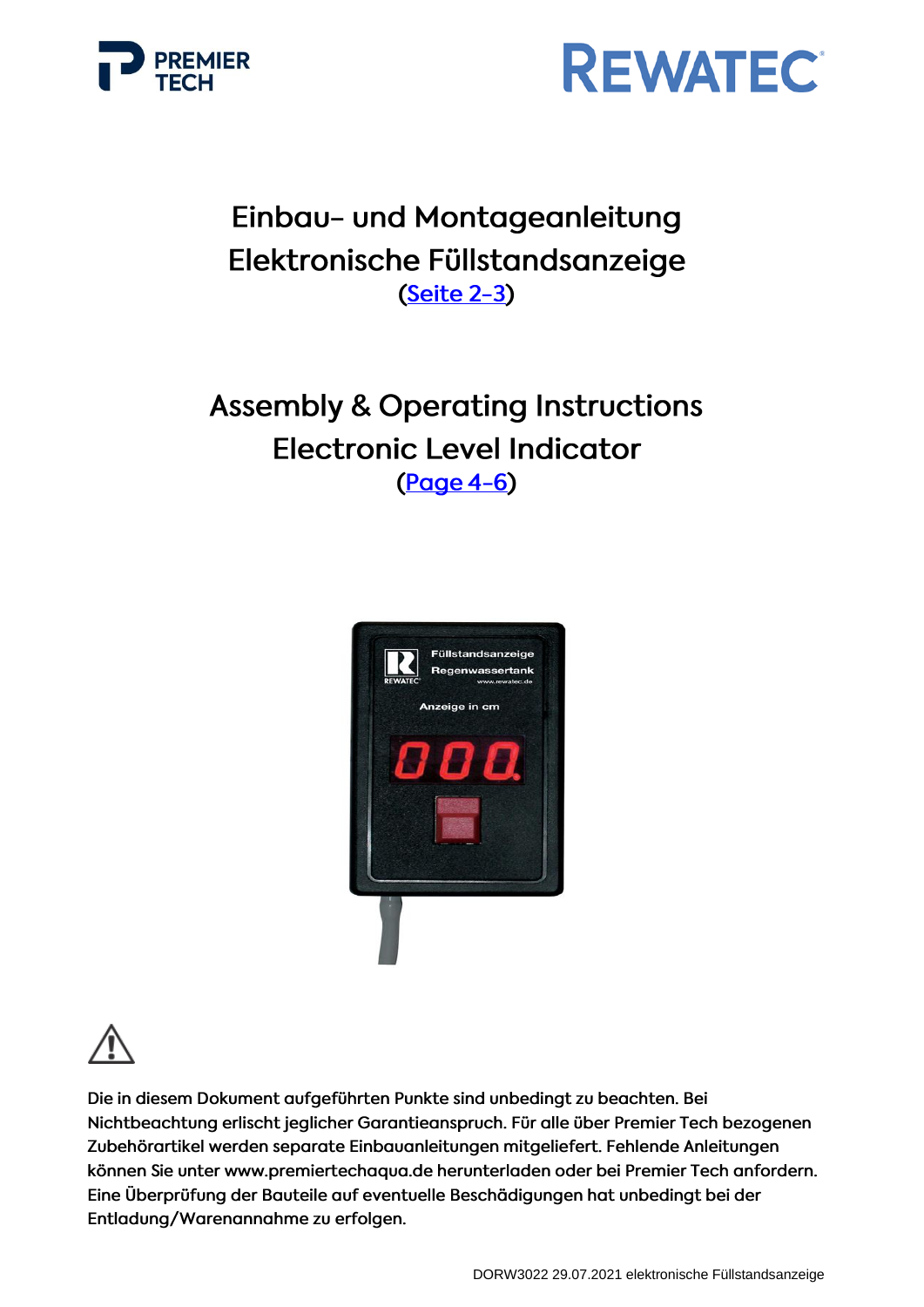# Einbau- und Montageanleitung
# Elektronische Füllstandsanzeige
(Seite 2-3)

# Assembly & Operating Instructions
# Electronic Level Indicator
(Page 4-6)

⚠

**Die in diesem Dokument aufgeführten Punkte sind unbedingt zu beachten. Bei Nichtbeachtung erlischt jeglicher Garantieanspruch. Für alle über Premier Tech bezogenen Zubehörartikel werden separate Einbauanleitungen mitgeliefert. Fehlende Anleitungen können Sie unter www.premiertechaqua.de herunterladen oder bei Premier Tech anfordern. Eine Überprüfung der Bauteile auf eventuelle Beschädigungen hat unbedingt bei der Entladung/Warenannahme zu erfolgen.**

DORW3022 29.07.2021 elektronische Füllstandsanzeige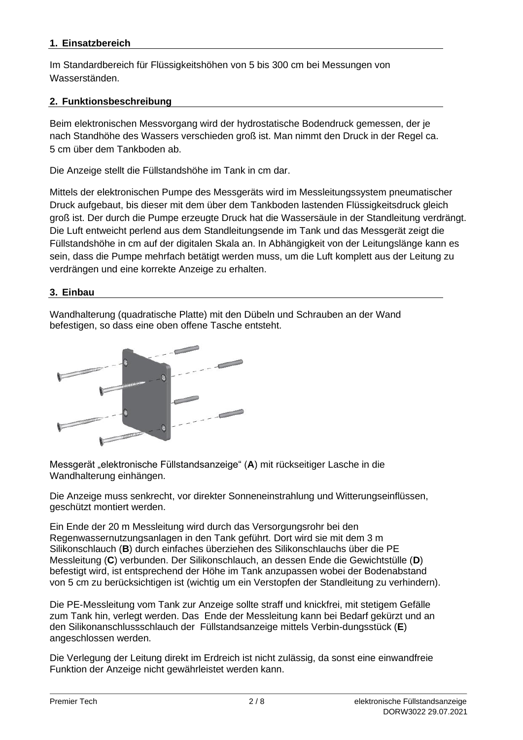## 1. Einsatzbereich

Im Standardbereich für Flüssigkeitshöhen von 5 bis 300 cm bei Messungen von Wasserständen.

## 2. Funktionsbeschreibung

Beim elektronischen Messvorgang wird der hydrostatische Bodendruck gemessen, der je nach Standhöhe des Wassers verschieden groß ist. Man nimmt den Druck in der Regel ca. 5 cm über dem Tankboden ab.

Die Anzeige stellt die Füllstandshöhe im Tank in cm dar.

Mittels der elektronischen Pumpe des Messgeräts wird im Messleitungssystem pneumatischer Druck aufgebaut, bis dieser mit dem über dem Tankboden lastenden Flüssigkeitsdruck gleich groß ist. Der durch die Pumpe erzeugte Druck hat die Wassersäule in der Standleitung verdrängt. Die Luft entweicht perlend aus dem Standleitungsende im Tank und das Messgerät zeigt die Füllstandshöhe in cm auf der digitalen Skala an. In Abhängigkeit von der Leitungslänge kann es sein, dass die Pumpe mehrfach betätigt werden muss, um die Luft komplett aus der Leitung zu verdrängen und eine korrekte Anzeige zu erhalten.

## 3. Einbau

Wandhalterung (quadratische Platte) mit den Dübeln und Schrauben an der Wand befestigen, so dass eine oben offene Tasche entsteht.

Messgerät „elektronische Füllstandsanzeige“ (**A**) mit rückseitiger Lasche in die Wandhalterung einhängen.

Die Anzeige muss senkrecht, vor direkter Sonneneinstrahlung und Witterungseinflüssen, geschützt montiert werden.

Ein Ende der 20 m Messleitung wird durch das Versorgungsrohr bei den Regenwassernutzungsanlagen in den Tank geführt. Dort wird sie mit dem 3 m Silikonschlauch (**B**) durch einfaches überziehen des Silikonschlauchs über die PE Messleitung (**C**) verbunden. Der Silikonschlauch, an dessen Ende die Gewichtstülle (**D**) befestigt wird, ist entsprechend der Höhe im Tank anzupassen wobei der Bodenabstand von 5 cm zu berücksichtigen ist (wichtig um ein Verstopfen der Standleitung zu verhindern).

Die PE-Messleitung vom Tank zur Anzeige sollte straff und knickfrei, mit stetigem Gefälle zum Tank hin, verlegt werden. Das Ende der Messleitung kann bei Bedarf gekürzt und an den Silikonanschlussschlauch der Füllstandsanzeige mittels Verbin-dungsstück (**E**) angeschlossen werden.

Die Verlegung der Leitung direkt im Erdreich ist nicht zulässig, da sonst eine einwandfreie Funktion der Anzeige nicht gewährleistet werden kann.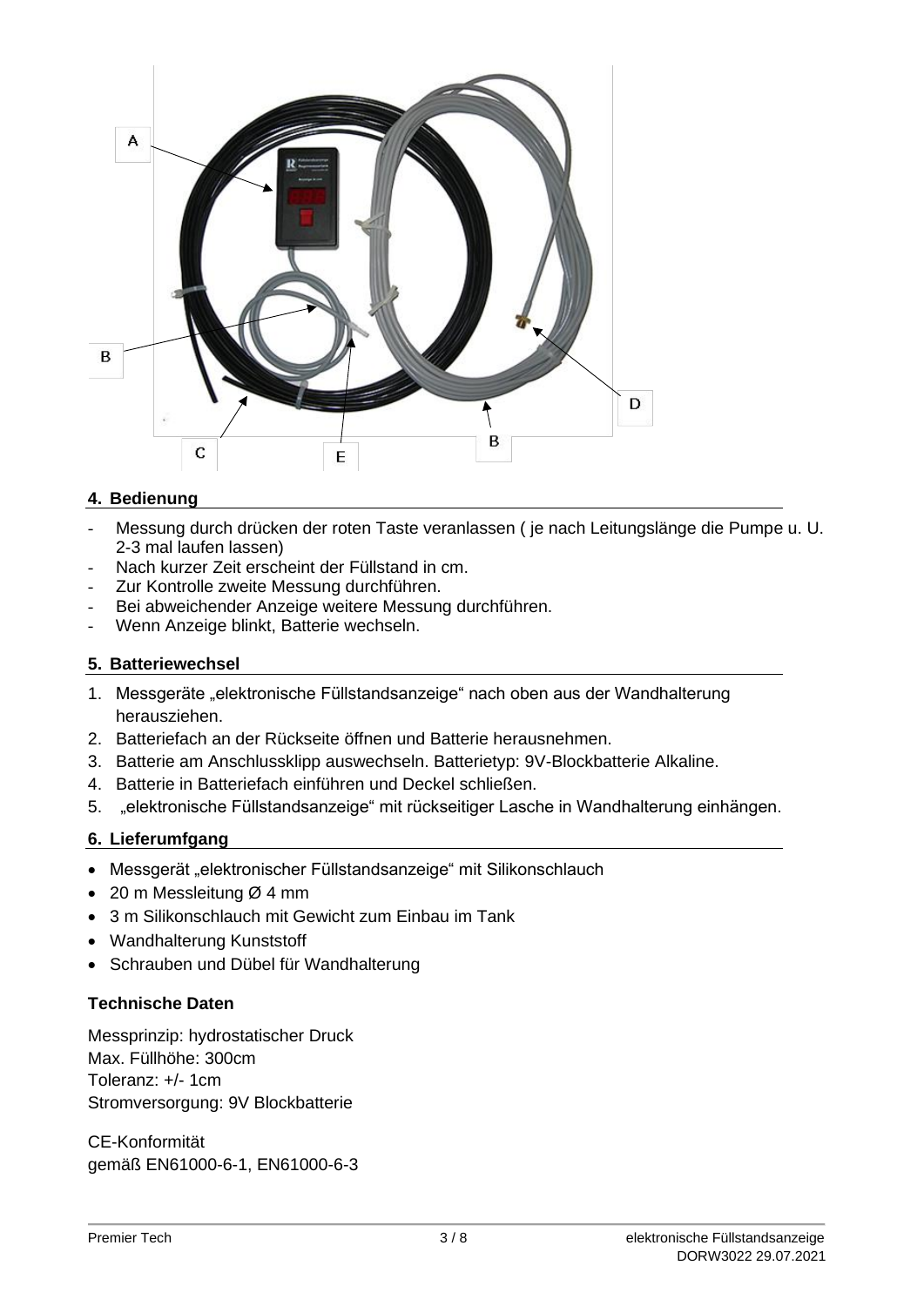## 4. Bedienung

- Messung durch drücken der roten Taste veranlassen ( je nach Leitungslänge die Pumpe u. U. 2-3 mal laufen lassen)
- Nach kurzer Zeit erscheint der Füllstand in cm.
- Zur Kontrolle zweite Messung durchführen.
- Bei abweichender Anzeige weitere Messung durchführen.
- Wenn Anzeige blinkt, Batterie wechseln.

## 5. Batteriewechsel

1. Messgeräte „elektronische Füllstandsanzeige“ nach oben aus der Wandhalterung herausziehen.
2. Batteriefach an der Rückseite öffnen und Batterie herausnehmen.
3. Batterie am Anschlussklipp auswechseln. Batterietyp: 9V-Blockbatterie Alkaline.
4. Batterie in Batteriefach einführen und Deckel schließen.
5. „elektronische Füllstandsanzeige“ mit rückseitiger Lasche in Wandhalterung einhängen.

## 6. Lieferumfang

- Messgerät „elektronischer Füllstandsanzeige“ mit Silikonschlauch
- 20 m Messleitung Ø 4 mm
- 3 m Silikonschlauch mit Gewicht zum Einbau im Tank
- Wandhalterung Kunststoff
- Schrauben und Dübel für Wandhalterung

**Technische Daten**

Messprinzip: hydrostatischer Druck
Max. Füllhöhe: 300cm
Toleranz: +/- 1cm
Stromversorgung: 9V Blockbatterie

CE-Konformität
gemäß EN61000-6-1, EN61000-6-3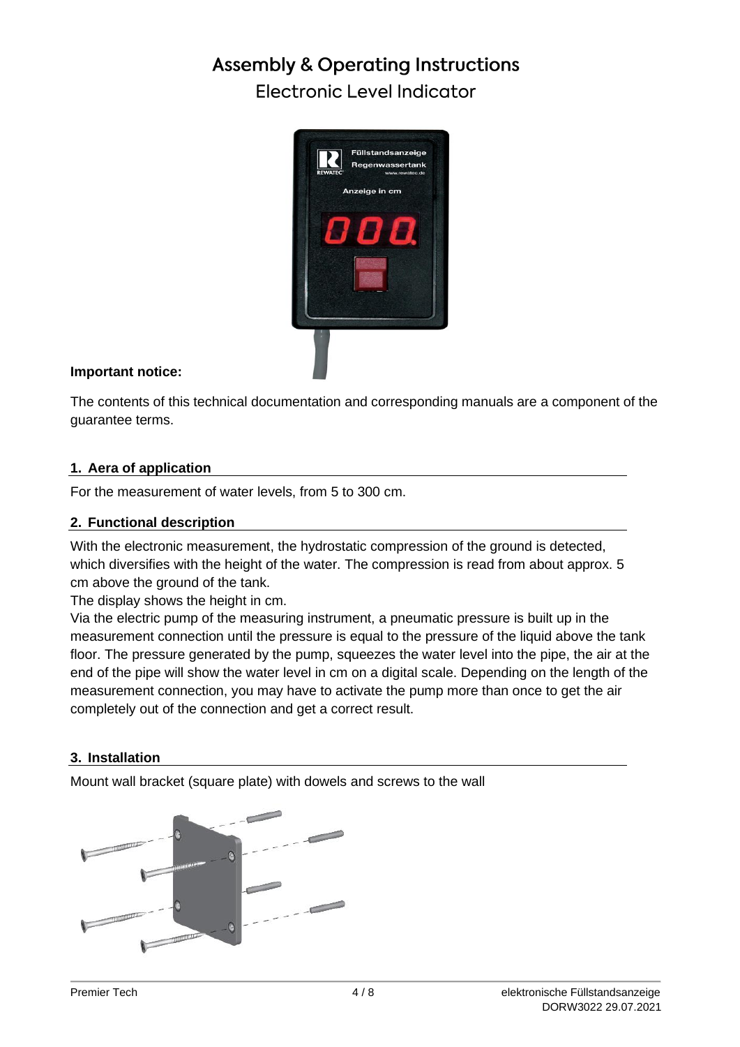# Assembly & Operating Instructions

## Electronic Level Indicator

**Important notice:**

The contents of this technical documentation and corresponding manuals are a component of the guarantee terms.

### 1. Aera of application

For the measurement of water levels, from 5 to 300 cm.

### 2. Functional description

With the electronic measurement, the hydrostatic compression of the ground is detected, which diversifies with the height of the water. The compression is read from about approx. 5 cm above the ground of the tank.

The display shows the height in cm.

Via the electric pump of the measuring instrument, a pneumatic pressure is built up in the measurement connection until the pressure is equal to the pressure of the liquid above the tank floor. The pressure generated by the pump, squeezes the water level into the pipe, the air at the end of the pipe will show the water level in cm on a digital scale. Depending on the length of the measurement connection, you may have to activate the pump more than once to get the air completely out of the connection and get a correct result.

### 3. Installation

Mount wall bracket (square plate) with dowels and screws to the wall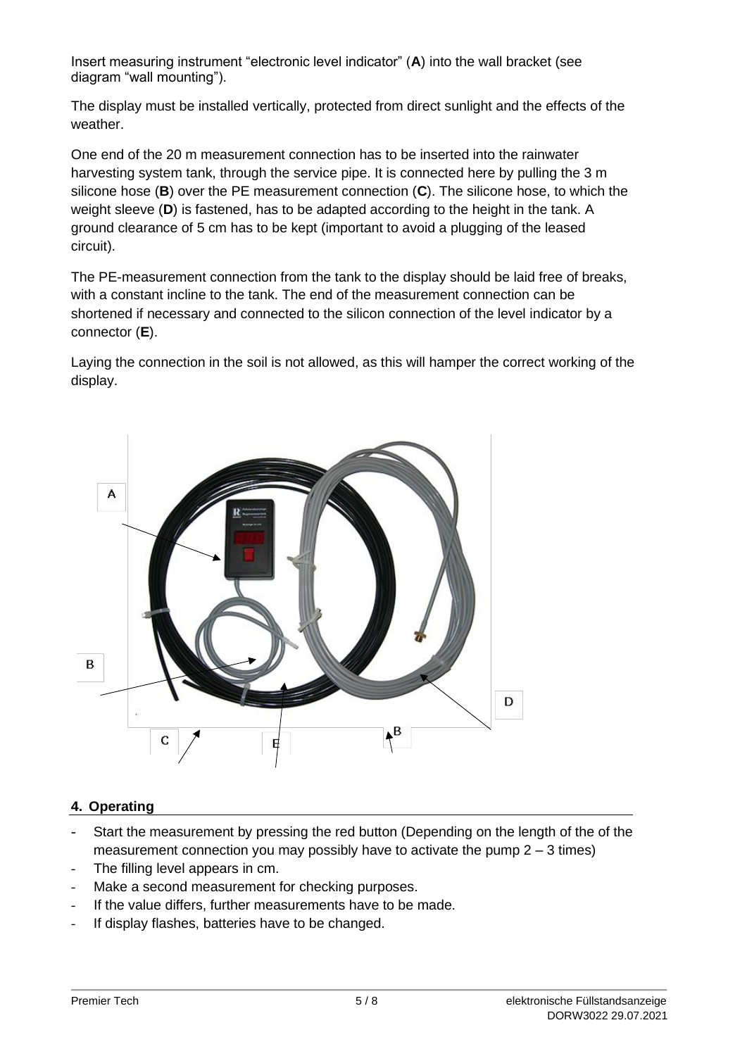Insert measuring instrument "electronic level indicator" (**A**) into the wall bracket (see diagram "wall mounting").

The display must be installed vertically, protected from direct sunlight and the effects of the weather.

One end of the 20 m measurement connection has to be inserted into the rainwater harvesting system tank, through the service pipe. It is connected here by pulling the 3 m silicone hose (**B**) over the PE measurement connection (**C**). The silicone hose, to which the weight sleeve (**D**) is fastened, has to be adapted according to the height in the tank. A ground clearance of 5 cm has to be kept (important to avoid a plugging of the leased circuit).

The PE-measurement connection from the tank to the display should be laid free of breaks, with a constant incline to the tank. The end of the measurement connection can be shortened if necessary and connected to the silicon connection of the level indicator by a connector (**E**).

Laying the connection in the soil is not allowed, as this will hamper the correct working of the display.

## 4. Operating

- Start the measurement by pressing the red button (Depending on the length of the of the measurement connection you may possibly have to activate the pump 2 – 3 times)
- The filling level appears in cm.
- Make a second measurement for checking purposes.
- If the value differs, further measurements have to be made.
- If display flashes, batteries have to be changed.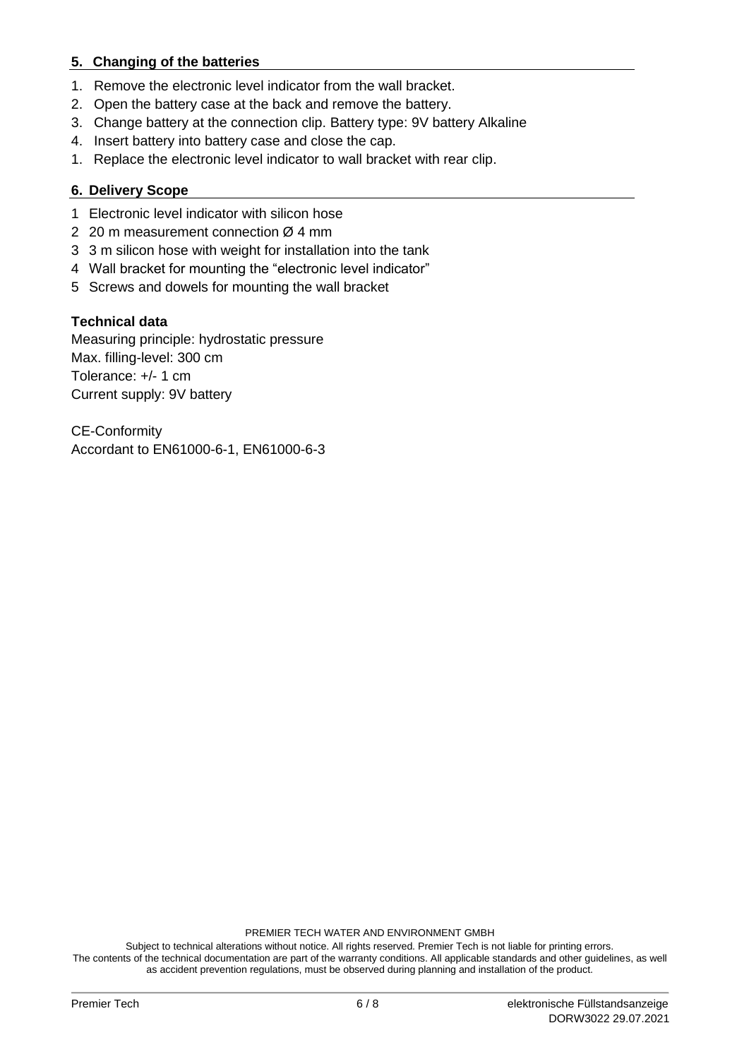## 5. Changing of the batteries

1. Remove the electronic level indicator from the wall bracket.
2. Open the battery case at the back and remove the battery.
3. Change battery at the connection clip. Battery type: 9V battery Alkaline
4. Insert battery into battery case and close the cap.
1. Replace the electronic level indicator to wall bracket with rear clip.

## 6. Delivery Scope

1 Electronic level indicator with silicon hose
2 20 m measurement connection Ø 4 mm
3 3 m silicon hose with weight for installation into the tank
4 Wall bracket for mounting the "electronic level indicator"
5 Screws and dowels for mounting the wall bracket

**Technical data**

Measuring principle: hydrostatic pressure
Max. filling-level: 300 cm
Tolerance: +/- 1 cm
Current supply: 9V battery

CE-Conformity
Accordant to EN61000-6-1, EN61000-6-3

PREMIER TECH WATER AND ENVIRONMENT GMBH

Subject to technical alterations without notice. All rights reserved. Premier Tech is not liable for printing errors.
The contents of the technical documentation are part of the warranty conditions. All applicable standards and other guidelines, as well as accident prevention regulations, must be observed during planning and installation of the product.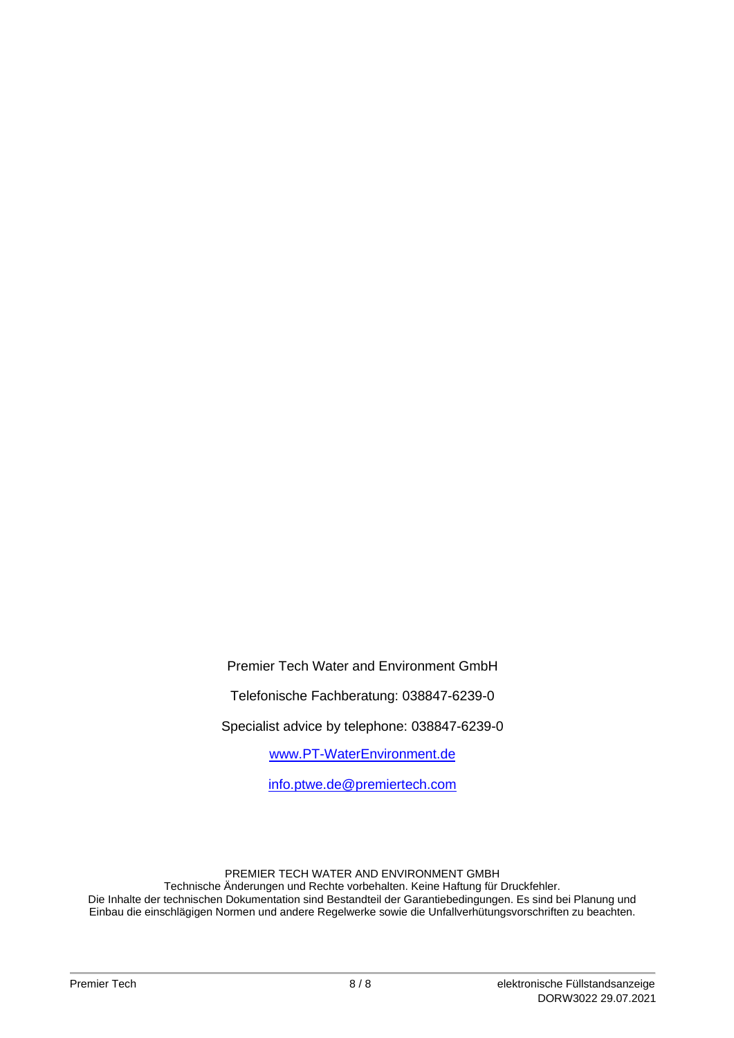Premier Tech Water and Environment GmbH

Telefonische Fachberatung: 038847-6239-0

Specialist advice by telephone: 038847-6239-0

[www.PT-WaterEnvironment.de](http://www.PT-WaterEnvironment.de)

[info.ptwe.de@premiertech.com](mailto:info.ptwe.de@premiertech.com)

PREMIER TECH WATER AND ENVIRONMENT GMBH
Technische Änderungen und Rechte vorbehalten. Keine Haftung für Druckfehler.
Die Inhalte der technischen Dokumentation sind Bestandteil der Garantiebedingungen. Es sind bei Planung und Einbau die einschlägigen Normen und andere Regelwerke sowie die Unfallverhütungsvorschriften zu beachten.